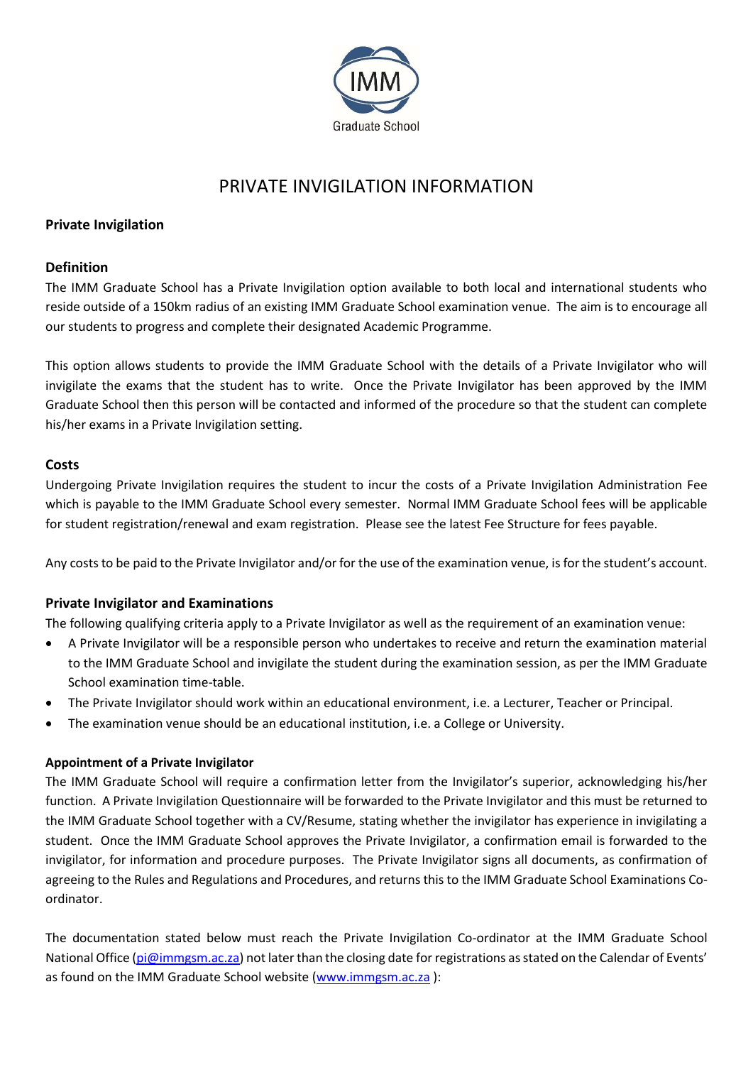# PRIVATE INVIGILATION INFORMATION

**Private Invigilation**

## Definition

The IMM Graduate School has a Private Invigilation option available to both local and international students who reside outside of a 150km radius of an existing IMM Graduate School examination venue. The aim is to encourage all our students to progress and complete their designated Academic Programme.

This option allows students to provide the IMM Graduate School with the details of a Private Invigilator who will invigilate the exams that the student has to write. Once the Private Invigilator has been approved by the IMM Graduate School then this person will be contacted and informed of the procedure so that the student can complete his/her exams in a Private Invigilation setting.

## Costs

Undergoing Private Invigilation requires the student to incur the costs of a Private Invigilation Administration Fee which is payable to the IMM Graduate School every semester. Normal IMM Graduate School fees will be applicable for student registration/renewal and exam registration. Please see the latest Fee Structure for fees payable.

Any costs to be paid to the Private Invigilator and/or for the use of the examination venue, is for the student's account.

## Private Invigilator and Examinations

The following qualifying criteria apply to a Private Invigilator as well as the requirement of an examination venue:

- A Private Invigilator will be a responsible person who undertakes to receive and return the examination material to the IMM Graduate School and invigilate the student during the examination session, as per the IMM Graduate School examination time-table.
- The Private Invigilator should work within an educational environment, i.e. a Lecturer, Teacher or Principal.
- The examination venue should be an educational institution, i.e. a College or University.

### Appointment of a Private Invigilator

The IMM Graduate School will require a confirmation letter from the Invigilator's superior, acknowledging his/her function. A Private Invigilation Questionnaire will be forwarded to the Private Invigilator and this must be returned to the IMM Graduate School together with a CV/Resume, stating whether the invigilator has experience in invigilating a student. Once the IMM Graduate School approves the Private Invigilator, a confirmation email is forwarded to the invigilator, for information and procedure purposes. The Private Invigilator signs all documents, as confirmation of agreeing to the Rules and Regulations and Procedures, and returns this to the IMM Graduate School Examinations Co-ordinator.

The documentation stated below must reach the Private Invigilation Co-ordinator at the IMM Graduate School National Office (pi@immgsm.ac.za) not later than the closing date for registrations as stated on the Calendar of Events' as found on the IMM Graduate School website (www.immgsm.ac.za ):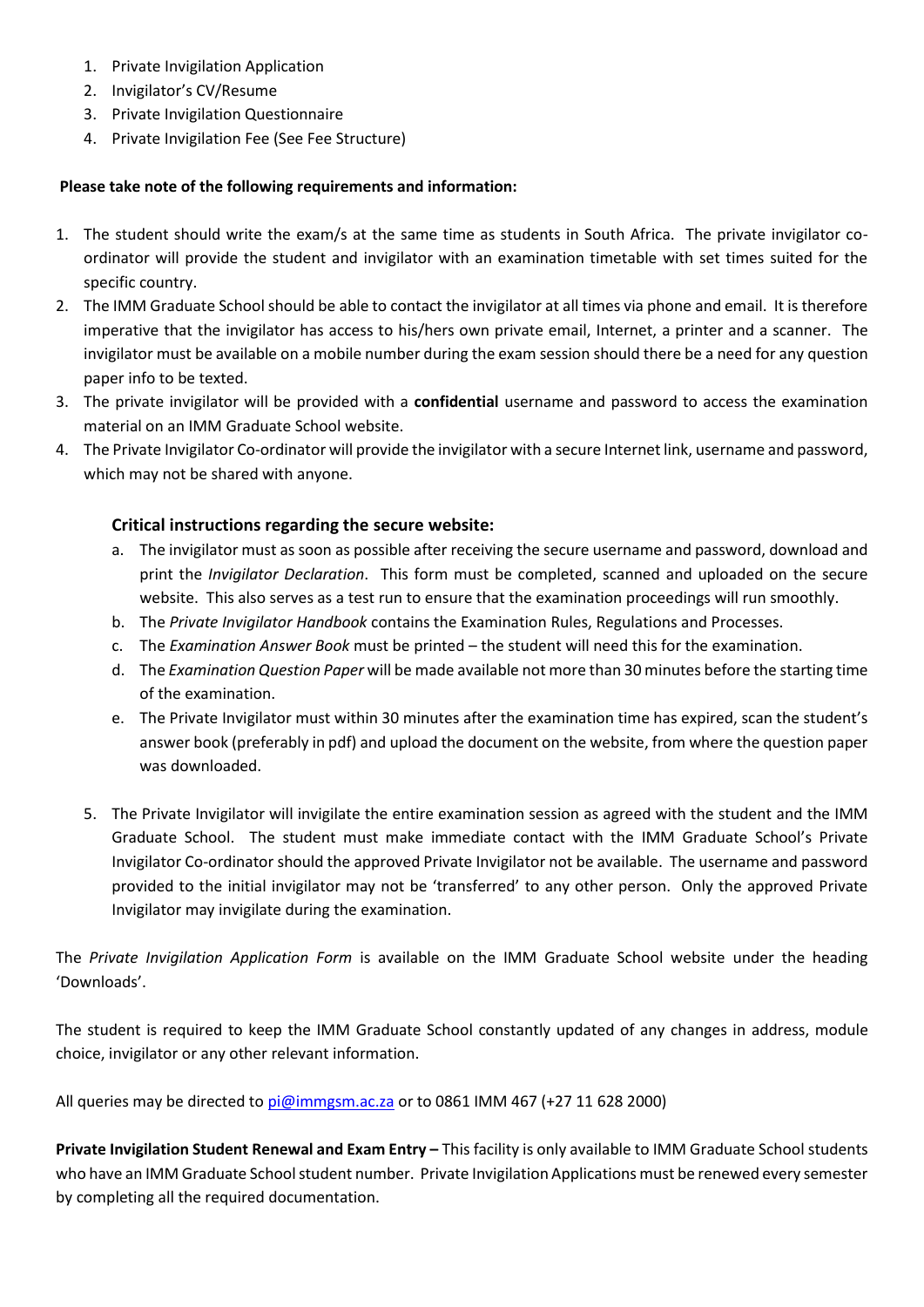1. Private Invigilation Application
2. Invigilator's CV/Resume
3. Private Invigilation Questionnaire
4. Private Invigilation Fee (See Fee Structure)

**Please take note of the following requirements and information:**

1. The student should write the exam/s at the same time as students in South Africa. The private invigilator co-ordinator will provide the student and invigilator with an examination timetable with set times suited for the specific country.
2. The IMM Graduate School should be able to contact the invigilator at all times via phone and email. It is therefore imperative that the invigilator has access to his/hers own private email, Internet, a printer and a scanner. The invigilator must be available on a mobile number during the exam session should there be a need for any question paper info to be texted.
3. The private invigilator will be provided with a **confidential** username and password to access the examination material on an IMM Graduate School website.
4. The Private Invigilator Co-ordinator will provide the invigilator with a secure Internet link, username and password, which may not be shared with anyone.

### Critical instructions regarding the secure website:

a. The invigilator must as soon as possible after receiving the secure username and password, download and print the *Invigilator Declaration*. This form must be completed, scanned and uploaded on the secure website. This also serves as a test run to ensure that the examination proceedings will run smoothly.
b. The *Private Invigilator Handbook* contains the Examination Rules, Regulations and Processes.
c. The *Examination Answer Book* must be printed – the student will need this for the examination.
d. The *Examination Question Paper* will be made available not more than 30 minutes before the starting time of the examination.
e. The Private Invigilator must within 30 minutes after the examination time has expired, scan the student's answer book (preferably in pdf) and upload the document on the website, from where the question paper was downloaded.

5. The Private Invigilator will invigilate the entire examination session as agreed with the student and the IMM Graduate School. The student must make immediate contact with the IMM Graduate School's Private Invigilator Co-ordinator should the approved Private Invigilator not be available. The username and password provided to the initial invigilator may not be 'transferred' to any other person. Only the approved Private Invigilator may invigilate during the examination.

The *Private Invigilation Application Form* is available on the IMM Graduate School website under the heading 'Downloads'.

The student is required to keep the IMM Graduate School constantly updated of any changes in address, module choice, invigilator or any other relevant information.

All queries may be directed to pi@immgsm.ac.za or to 0861 IMM 467 (+27 11 628 2000)

**Private Invigilation Student Renewal and Exam Entry –** This facility is only available to IMM Graduate School students who have an IMM Graduate School student number. Private Invigilation Applications must be renewed every semester by completing all the required documentation.